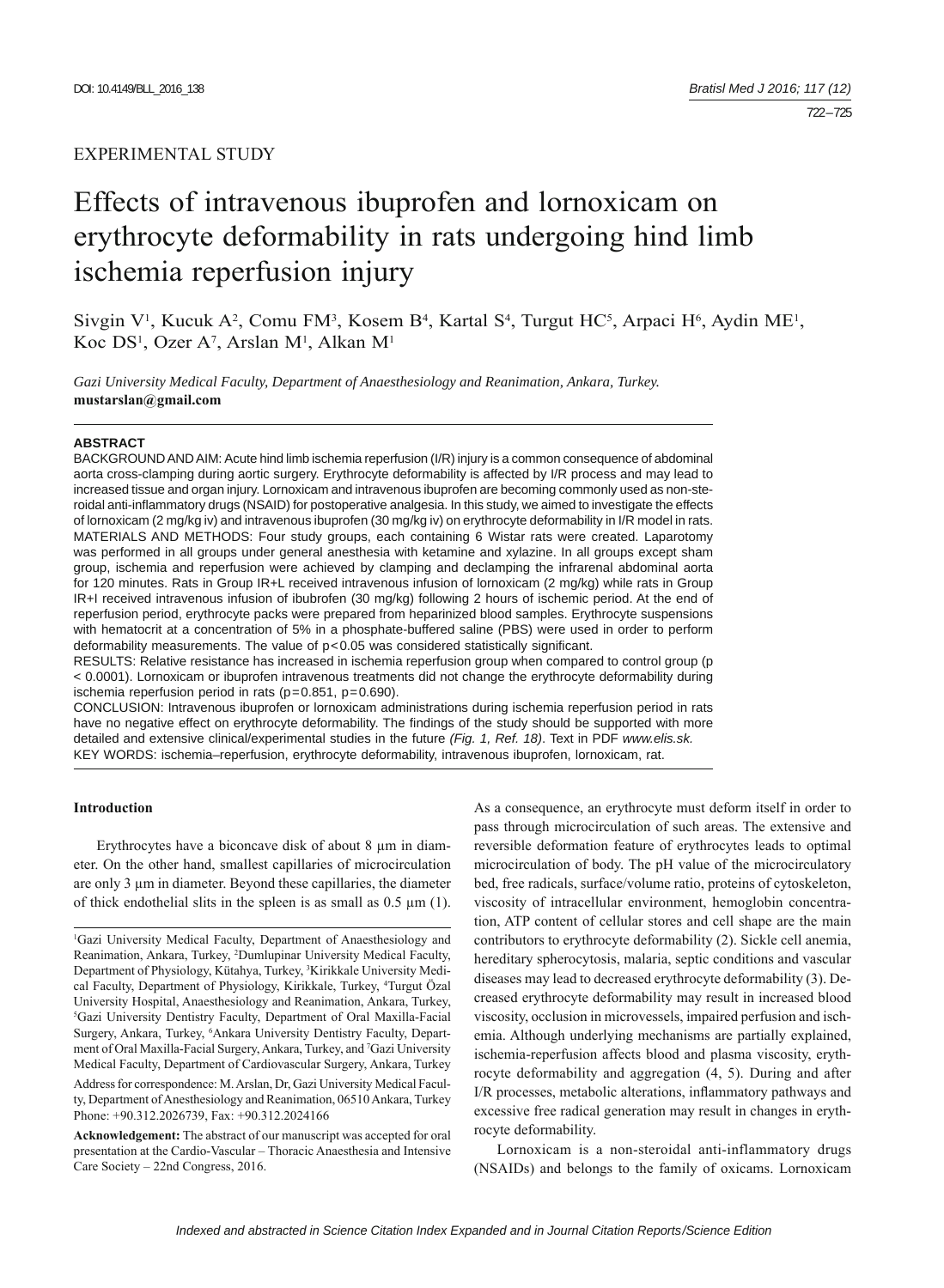EXPERIMENTAL STUDY

# Effects of intravenous ibuprofen and lornoxicam on erythrocyte deformability in rats undergoing hind limb ischemia reperfusion injury

Sivgin V[1], Kucuk A[2], Comu FM[3], Kosem B[4], Kartal S[4], Turgut HC[5], Arpaci H[6], Aydin ME[1], Koc DS[1], Ozer A[7], Arslan M[1], Alkan M[1]

*Gazi University Medical Faculty, Department of Anaesthesiology and Reanimation, Ankara, Turkey.*
**mustarslan@gmail.com**

## ABSTRACT

BACKGROUND AND AIM: Acute hind limb ischemia reperfusion (I/R) injury is a common consequence of abdominal aorta cross-clamping during aortic surgery. Erythrocyte deformability is affected by I/R process and may lead to increased tissue and organ injury. Lornoxicam and intravenous ibuprofen are becoming commonly used as non-steroidal anti-inflammatory drugs (NSAID) for postoperative analgesia. In this study, we aimed to investigate the effects of lornoxicam (2 mg/kg iv) and intravenous ibuprofen (30 mg/kg iv) on erythrocyte deformability in I/R model in rats.

MATERIALS AND METHODS: Four study groups, each containing 6 Wistar rats were created. Laparotomy was performed in all groups under general anesthesia with ketamine and xylazine. In all groups except sham group, ischemia and reperfusion were achieved by clamping and declamping the infrarenal abdominal aorta for 120 minutes. Rats in Group IR+L received intravenous infusion of lornoxicam (2 mg/kg) while rats in Group IR+I received intravenous infusion of ibubrofen (30 mg/kg) following 2 hours of ischemic period. At the end of reperfusion period, erythrocyte packs were prepared from heparinized blood samples. Erythrocyte suspensions with hematocrit at a concentration of 5% in a phosphate-buffered saline (PBS) were used in order to perform deformability measurements. The value of $p<0.05$ was considered statistically significant.

RESULTS: Relative resistance has increased in ischemia reperfusion group when compared to control group ($p < 0.0001$). Lornoxicam or ibuprofen intravenous treatments did not change the erythrocyte deformability during ischemia reperfusion period in rats ($p=0.851$, $p=0.690$).

CONCLUSION: Intravenous ibuprofen or lornoxicam administrations during ischemia reperfusion period in rats have no negative effect on erythrocyte deformability. The findings of the study should be supported with more detailed and extensive clinical/experimental studies in the future *(Fig. 1, Ref. 18)*. Text in PDF *www.elis.sk.*

KEY WORDS: ischemia–reperfusion, erythrocyte deformability, intravenous ibuprofen, lornoxicam, rat.

### Introduction

Erythrocytes have a biconcave disk of about 8 µm in diameter. On the other hand, smallest capillaries of microcirculation are only 3 µm in diameter. Beyond these capillaries, the diameter of thick endothelial slits in the spleen is as small as 0.5 µm (1). As a consequence, an erythrocyte must deform itself in order to pass through microcirculation of such areas. The extensive and reversible deformation feature of erythrocytes leads to optimal microcirculation of body. The pH value of the microcirculatory bed, free radicals, surface/volume ratio, proteins of cytoskeleton, viscosity of intracellular environment, hemoglobin concentration, ATP content of cellular stores and cell shape are the main contributors to erythrocyte deformability (2). Sickle cell anemia, hereditary spherocytosis, malaria, septic conditions and vascular diseases may lead to decreased erythrocyte deformability (3). Decreased erythrocyte deformability may result in increased blood viscosity, occlusion in microvessels, impaired perfusion and ischemia. Although underlying mechanisms are partially explained, ischemia-reperfusion affects blood and plasma viscosity, erythrocyte deformability and aggregation (4, 5). During and after I/R processes, metabolic alterations, inflammatory pathways and excessive free radical generation may result in changes in erythrocyte deformability.

Lornoxicam is a non-steroidal anti-inflammatory drugs (NSAIDs) and belongs to the family of oxicams. Lornoxicam

---

[1]Gazi University Medical Faculty, Department of Anaesthesiology and Reanimation, Ankara, Turkey, [2]Dumlupinar University Medical Faculty, Department of Physiology, Kütahya, Turkey, [3]Kirikkale University Medical Faculty, Department of Physiology, Kirikkale, Turkey, [4]Turgut Özal University Hospital, Anaesthesiology and Reanimation, Ankara, Turkey, [5]Gazi University Dentistry Faculty, Department of Oral Maxilla-Facial Surgery, Ankara, Turkey, [6]Ankara University Dentistry Faculty, Department of Oral Maxilla-Facial Surgery, Ankara, Turkey, and [7]Gazi University Medical Faculty, Department of Cardiovascular Surgery, Ankara, Turkey

Address for correspondence: M. Arslan, Dr, Gazi University Medical Faculty, Department of Anesthesiology and Reanimation, 06510 Ankara, Turkey
Phone: +90.312.2026739, Fax: +90.312.2024166

**Acknowledgement:** The abstract of our manuscript was accepted for oral presentation at the Cardio-Vascular – Thoracic Anaesthesia and Intensive Care Society – 22nd Congress, 2016.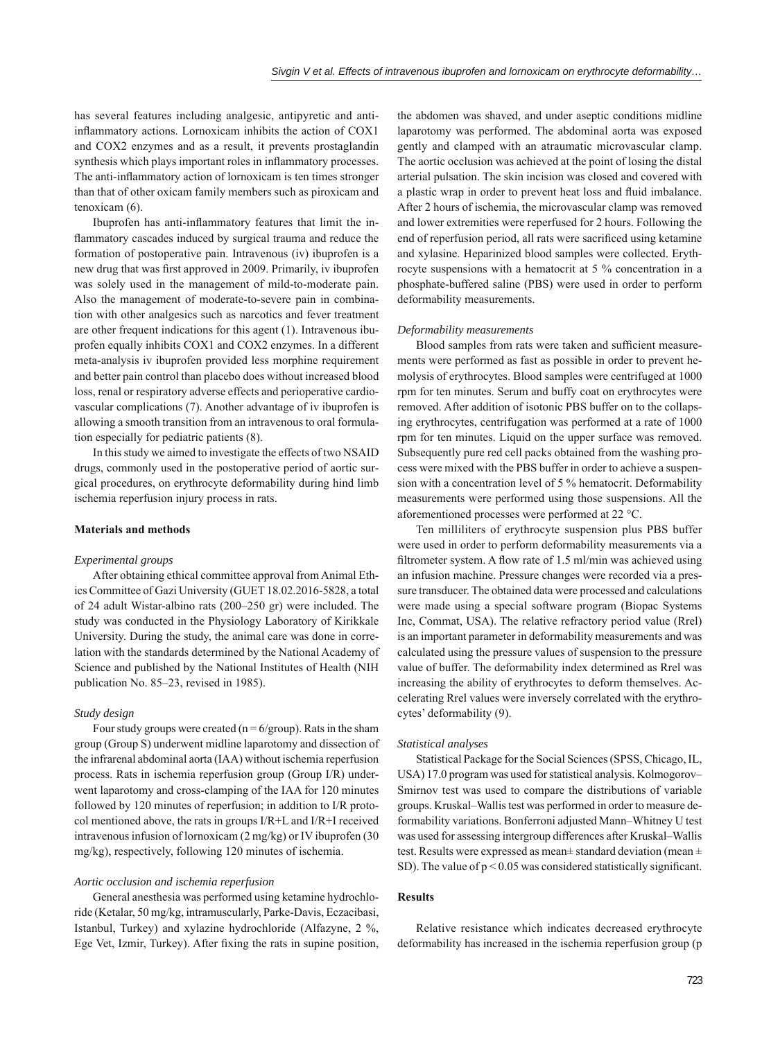has several features including analgesic, antipyretic and anti-inflammatory actions. Lornoxicam inhibits the action of COX1 and COX2 enzymes and as a result, it prevents prostaglandin synthesis which plays important roles in inflammatory processes. The anti-inflammatory action of lornoxicam is ten times stronger than that of other oxicam family members such as piroxicam and tenoxicam (6).

Ibuprofen has anti-inflammatory features that limit the inflammatory cascades induced by surgical trauma and reduce the formation of postoperative pain. Intravenous (iv) ibuprofen is a new drug that was first approved in 2009. Primarily, iv ibuprofen was solely used in the management of mild-to-moderate pain. Also the management of moderate-to-severe pain in combination with other analgesics such as narcotics and fever treatment are other frequent indications for this agent (1). Intravenous ibuprofen equally inhibits COX1 and COX2 enzymes. In a different meta-analysis iv ibuprofen provided less morphine requirement and better pain control than placebo does without increased blood loss, renal or respiratory adverse effects and perioperative cardiovascular complications (7). Another advantage of iv ibuprofen is allowing a smooth transition from an intravenous to oral formulation especially for pediatric patients (8).

In this study we aimed to investigate the effects of two NSAID drugs, commonly used in the postoperative period of aortic surgical procedures, on erythrocyte deformability during hind limb ischemia reperfusion injury process in rats.

## Materials and methods

### *Experimental groups*

After obtaining ethical committee approval from Animal Ethics Committee of Gazi University (GUET 18.02.2016-5828, a total of 24 adult Wistar-albino rats (200–250 gr) were included. The study was conducted in the Physiology Laboratory of Kirikkale University. During the study, the animal care was done in correlation with the standards determined by the National Academy of Science and published by the National Institutes of Health (NIH publication No. 85–23, revised in 1985).

### *Study design*

Four study groups were created (n = 6/group). Rats in the sham group (Group S) underwent midline laparotomy and dissection of the infrarenal abdominal aorta (IAA) without ischemia reperfusion process. Rats in ischemia reperfusion group (Group I/R) underwent laparotomy and cross-clamping of the IAA for 120 minutes followed by 120 minutes of reperfusion; in addition to I/R protocol mentioned above, the rats in groups I/R+L and I/R+I received intravenous infusion of lornoxicam (2 mg/kg) or IV ibuprofen (30 mg/kg), respectively, following 120 minutes of ischemia.

### *Aortic occlusion and ischemia reperfusion*

General anesthesia was performed using ketamine hydrochloride (Ketalar, 50 mg/kg, intramuscularly, Parke-Davis, Eczacibasi, Istanbul, Turkey) and xylazine hydrochloride (Alfazyne, 2 %, Ege Vet, Izmir, Turkey). After fixing the rats in supine position, the abdomen was shaved, and under aseptic conditions midline laparotomy was performed. The abdominal aorta was exposed gently and clamped with an atraumatic microvascular clamp. The aortic occlusion was achieved at the point of losing the distal arterial pulsation. The skin incision was closed and covered with a plastic wrap in order to prevent heat loss and fluid imbalance. After 2 hours of ischemia, the microvascular clamp was removed and lower extremities were reperfused for 2 hours. Following the end of reperfusion period, all rats were sacrificed using ketamine and xylasine. Heparinized blood samples were collected. Erythrocyte suspensions with a hematocrit at 5 % concentration in a phosphate-buffered saline (PBS) were used in order to perform deformability measurements.

### *Deformability measurements*

Blood samples from rats were taken and sufficient measurements were performed as fast as possible in order to prevent hemolysis of erythrocytes. Blood samples were centrifuged at 1000 rpm for ten minutes. Serum and buffy coat on erythrocytes were removed. After addition of isotonic PBS buffer on to the collapsing erythrocytes, centrifugation was performed at a rate of 1000 rpm for ten minutes. Liquid on the upper surface was removed. Subsequently pure red cell packs obtained from the washing process were mixed with the PBS buffer in order to achieve a suspension with a concentration level of 5 % hematocrit. Deformability measurements were performed using those suspensions. All the aforementioned processes were performed at 22 °C.

Ten milliliters of erythrocyte suspension plus PBS buffer were used in order to perform deformability measurements via a filtrometer system. A flow rate of 1.5 ml/min was achieved using an infusion machine. Pressure changes were recorded via a pressure transducer. The obtained data were processed and calculations were made using a special software program (Biopac Systems Inc, Commat, USA). The relative refractory period value (Rrel) is an important parameter in deformability measurements and was calculated using the pressure values of suspension to the pressure value of buffer. The deformability index determined as Rrel was increasing the ability of erythrocytes to deform themselves. Accelerating Rrel values were inversely correlated with the erythrocytes' deformability (9).

### *Statistical analyses*

Statistical Package for the Social Sciences (SPSS, Chicago, IL, USA) 17.0 program was used for statistical analysis. Kolmogorov–Smirnov test was used to compare the distributions of variable groups. Kruskal–Wallis test was performed in order to measure deformability variations. Bonferroni adjusted Mann–Whitney U test was used for assessing intergroup differences after Kruskal–Wallis test. Results were expressed as mean± standard deviation (mean ± SD). The value of $p < 0.05$ was considered statistically significant.

## Results

Relative resistance which indicates decreased erythrocyte deformability has increased in the ischemia reperfusion group (p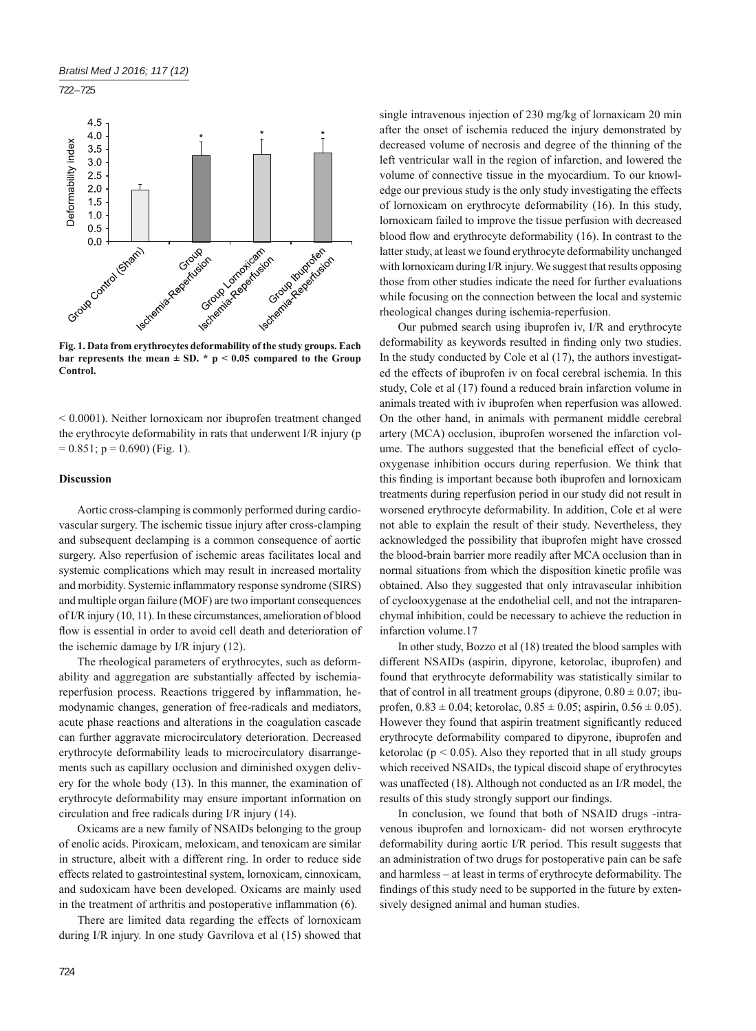Fig. 1. Data from erythrocytes deformability of the study groups. Each bar represents the mean ± SD. * $p < 0.05$ compared to the Group Control.

< 0.0001). Neither lornoxicam nor ibuprofen treatment changed the erythrocyte deformability in rats that underwent I/R injury ($p = 0.851$; $p = 0.690$) (Fig. 1).

### Discussion

Aortic cross-clamping is commonly performed during cardiovascular surgery. The ischemic tissue injury after cross-clamping and subsequent declamping is a common consequence of aortic surgery. Also reperfusion of ischemic areas facilitates local and systemic complications which may result in increased mortality and morbidity. Systemic inflammatory response syndrome (SIRS) and multiple organ failure (MOF) are two important consequences of I/R injury (10, 11). In these circumstances, amelioration of blood flow is essential in order to avoid cell death and deterioration of the ischemic damage by I/R injury (12).

The rheological parameters of erythrocytes, such as deformability and aggregation are substantially affected by ischemia-reperfusion process. Reactions triggered by inflammation, hemodynamic changes, generation of free-radicals and mediators, acute phase reactions and alterations in the coagulation cascade can further aggravate microcirculatory deterioration. Decreased erythrocyte deformability leads to microcirculatory disarrangements such as capillary occlusion and diminished oxygen delivery for the whole body (13). In this manner, the examination of erythrocyte deformability may ensure important information on circulation and free radicals during I/R injury (14).

Oxicams are a new family of NSAIDs belonging to the group of enolic acids. Piroxicam, meloxicam, and tenoxicam are similar in structure, albeit with a different ring. In order to reduce side effects related to gastrointestinal system, lornoxicam, cinnoxicam, and sudoxicam have been developed. Oxicams are mainly used in the treatment of arthritis and postoperative inflammation (6).

There are limited data regarding the effects of lornoxicam during I/R injury. In one study Gavrilova et al (15) showed that single intravenous injection of 230 mg/kg of lornaxicam 20 min after the onset of ischemia reduced the injury demonstrated by decreased volume of necrosis and degree of the thinning of the left ventricular wall in the region of infarction, and lowered the volume of connective tissue in the myocardium. To our knowledge our previous study is the only study investigating the effects of lornoxicam on erythrocyte deformability (16). In this study, lornoxicam failed to improve the tissue perfusion with decreased blood flow and erythrocyte deformability (16). In contrast to the latter study, at least we found erythrocyte deformability unchanged with lornoxicam during I/R injury. We suggest that results opposing those from other studies indicate the need for further evaluations while focusing on the connection between the local and systemic rheological changes during ischemia-reperfusion.

Our pubmed search using ibuprofen iv, I/R and erythrocyte deformability as keywords resulted in finding only two studies. In the study conducted by Cole et al (17), the authors investigated the effects of ibuprofen iv on focal cerebral ischemia. In this study, Cole et al (17) found a reduced brain infarction volume in animals treated with iv ibuprofen when reperfusion was allowed. On the other hand, in animals with permanent middle cerebral artery (MCA) occlusion, ibuprofen worsened the infarction volume. The authors suggested that the beneficial effect of cyclooxygenase inhibition occurs during reperfusion. We think that this finding is important because both ibuprofen and lornoxicam treatments during reperfusion period in our study did not result in worsened erythrocyte deformability. In addition, Cole et al were not able to explain the result of their study. Nevertheless, they acknowledged the possibility that ibuprofen might have crossed the blood-brain barrier more readily after MCA occlusion than in normal situations from which the disposition kinetic profile was obtained. Also they suggested that only intravascular inhibition of cyclooxygenase at the endothelial cell, and not the intraparenchymal inhibition, could be necessary to achieve the reduction in infarction volume.17

In other study, Bozzo et al (18) treated the blood samples with different NSAIDs (aspirin, dipyrone, ketorolac, ibuprofen) and found that erythrocyte deformability was statistically similar to that of control in all treatment groups (dipyrone, $0.80 \pm 0.07$; ibuprofen, $0.83 \pm 0.04$; ketorolac, $0.85 \pm 0.05$; aspirin, $0.56 \pm 0.05$). However they found that aspirin treatment significantly reduced erythrocyte deformability compared to dipyrone, ibuprofen and ketorolac ($p < 0.05$). Also they reported that in all study groups which received NSAIDs, the typical discoid shape of erythrocytes was unaffected (18). Although not conducted as an I/R model, the results of this study strongly support our findings.

In conclusion, we found that both of NSAID drugs -intravenous ibuprofen and lornoxicam- did not worsen erythrocyte deformability during aortic I/R period. This result suggests that an administration of two drugs for postoperative pain can be safe and harmless – at least in terms of erythrocyte deformability. The findings of this study need to be supported in the future by extensively designed animal and human studies.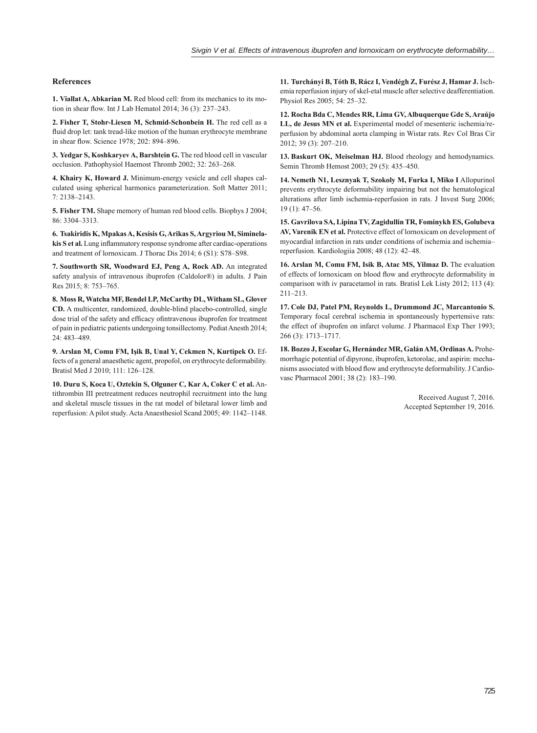## References

**1. Viallat A, Abkarian M.** Red blood cell: from its mechanics to its motion in shear flow. Int J Lab Hematol 2014; 36 (3): 237–243.

**2. Fisher T, Stohr-Liesen M, Schmid-Schonbein H.** The red cell as a fluid drop let: tank tread-like motion of the human erythrocyte membrane in shear flow. Science 1978; 202: 894–896.

**3. Yedgar S, Koshkaryev A, Barshtein G.** The red blood cell in vascular occlusion. Pathophysiol Haemost Thromb 2002; 32: 263–268.

**4. Khairy K, Howard J.** Minimum-energy vesicle and cell shapes calculated using spherical harmonics parameterization. Soft Matter 2011; 7: 2138–2143.

**5. Fisher TM.** Shape memory of human red blood cells. Biophys J 2004; 86: 3304–3313.

**6. Tsakiridis K, Mpakas A, Kesisis G, Arikas S, Argyriou M, Siminelakis S et al.** Lung inflammatory response syndrome after cardiac-operations and treatment of lornoxicam. J Thorac Dis 2014; 6 (S1): S78–S98.

**7. Southworth SR, Woodward EJ, Peng A, Rock AD.** An integrated safety analysis of intravenous ibuprofen (Caldolor®) in adults. J Pain Res 2015; 8: 753–765.

**8. Moss R, Watcha MF, Bendel LP, McCarthy DL, Witham SL, Glover CD.** A multicenter, randomized, double-blind placebo-controlled, single dose trial of the safety and efficacy ofintravenous ibuprofen for treatment of pain in pediatric patients undergoing tonsillectomy. Pediat Anesth 2014; 24: 483–489.

**9. Arslan M, Comu FM, Işik B, Unal Y, Cekmen N, Kurtipek O.** Effects of a general anaesthetic agent, propofol, on erythrocyte deformability. Bratisl Med J 2010; 111: 126–128.

**10. Duru S, Koca U, Oztekin S, Olguner C, Kar A, Coker C et al.** Antithrombin III pretreatment reduces neutrophil recruitment into the lung and skeletal muscle tissues in the rat model of biletaral lower limb and reperfusion: A pilot study. Acta Anaesthesiol Scand 2005; 49: 1142–1148.

**11. Turchányi B, Tóth B, Rácz I, Vendégh Z, Furész J, Hamar J.** Ischemia reperfusion injury of skel-etal muscle after selective deafferentiation. Physiol Res 2005; 54: 25–32.

**12. Rocha Bda C, Mendes RR, Lima GV, Albuquerque Gde S, Araújo LL, de Jesus MN et al.** Experimental model of mesenteric ischemia/reperfusion by abdominal aorta clamping in Wistar rats. Rev Col Bras Cir 2012; 39 (3): 207–210.

**13. Baskurt OK, Meiselman HJ.** Blood rheology and hemodynamics. Semin Thromb Hemost 2003; 29 (5): 435–450.

**14. Nemeth N1, Lesznyak T, Szokoly M, Furka I, Miko I** Allopurinol prevents erythrocyte deformability impairing but not the hematological alterations after limb ischemia-reperfusion in rats. J Invest Surg 2006; 19 (1): 47–56.

**15. Gavrilova SA, Lipina TV, Zagidullin TR, Fominykh ES, Golubeva AV, Varenik EN et al.** Protective effect of lornoxicam on development of myocardial infarction in rats under conditions of ischemia and ischemia–reperfusion. Kardiologiia 2008; 48 (12): 42–48.

**16. Arslan M, Comu FM, Isik B, Atac MS, Yilmaz D.** The evaluation of effects of lornoxicam on blood flow and erythrocyte deformability in comparison with iv paracetamol in rats. Bratisl Lek Listy 2012; 113 (4): 211–213.

**17. Cole DJ, Patel PM, Reynolds L, Drummond JC, Marcantonio S.** Temporary focal cerebral ischemia in spontaneously hypertensive rats: the effect of ibuprofen on infarct volume. J Pharmacol Exp Ther 1993; 266 (3): 1713–1717.

**18. Bozzo J, Escolar G, Hernández MR, Galán AM, Ordinas A.** Prohemorrhagic potential of dipyrone, ibuprofen, ketorolac, and aspirin: mechanisms associated with blood flow and erythrocyte deformability. J Cardiovasc Pharmacol 2001; 38 (2): 183–190.

Received August 7, 2016.
Accepted September 19, 2016.